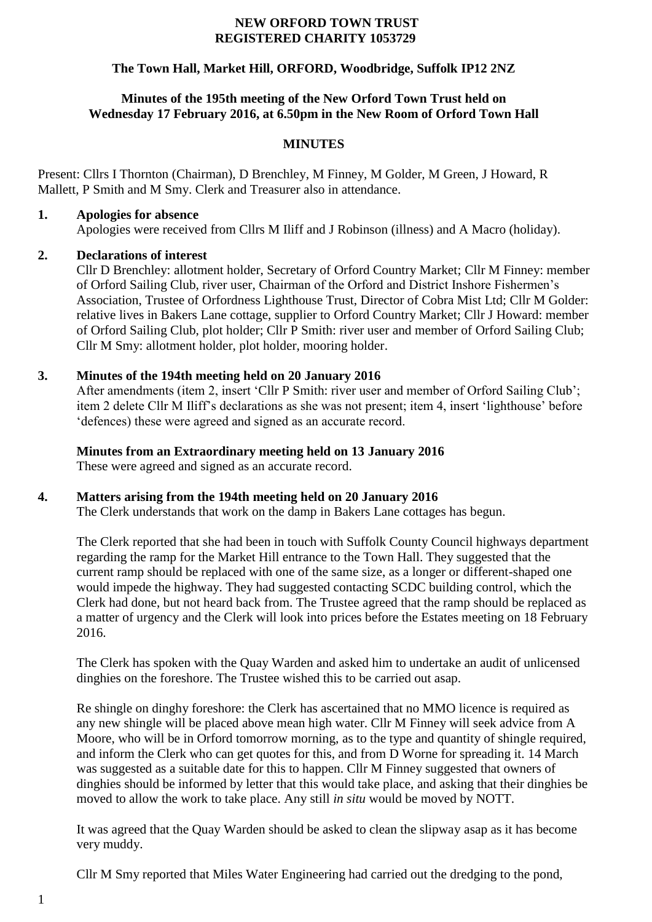**NEW ORFORD TOWN TRUST**
**REGISTERED CHARITY 1053729**

**The Town Hall, Market Hill, ORFORD, Woodbridge, Suffolk IP12 2NZ**

**Minutes of the 195th meeting of the New Orford Town Trust held on Wednesday 17 February 2016, at 6.50pm in the New Room of Orford Town Hall**

**MINUTES**

Present: Cllrs I Thornton (Chairman), D Brenchley, M Finney, M Golder, M Green, J Howard, R Mallett, P Smith and M Smy. Clerk and Treasurer also in attendance.

**1. Apologies for absence**

Apologies were received from Cllrs M Iliff and J Robinson (illness) and A Macro (holiday).

**2. Declarations of interest**

Cllr D Brenchley: allotment holder, Secretary of Orford Country Market; Cllr M Finney: member of Orford Sailing Club, river user, Chairman of the Orford and District Inshore Fishermen's Association, Trustee of Orfordness Lighthouse Trust, Director of Cobra Mist Ltd; Cllr M Golder: relative lives in Bakers Lane cottage, supplier to Orford Country Market; Cllr J Howard: member of Orford Sailing Club, plot holder; Cllr P Smith: river user and member of Orford Sailing Club; Cllr M Smy: allotment holder, plot holder, mooring holder.

**3. Minutes of the 194th meeting held on 20 January 2016**

After amendments (item 2, insert 'Cllr P Smith: river user and member of Orford Sailing Club'; item 2 delete Cllr M Iliff's declarations as she was not present; item 4, insert 'lighthouse' before 'defences) these were agreed and signed as an accurate record.

**Minutes from an Extraordinary meeting held on 13 January 2016**

These were agreed and signed as an accurate record.

**4. Matters arising from the 194th meeting held on 20 January 2016**

The Clerk understands that work on the damp in Bakers Lane cottages has begun.

The Clerk reported that she had been in touch with Suffolk County Council highways department regarding the ramp for the Market Hill entrance to the Town Hall. They suggested that the current ramp should be replaced with one of the same size, as a longer or different-shaped one would impede the highway. They had suggested contacting SCDC building control, which the Clerk had done, but not heard back from. The Trustee agreed that the ramp should be replaced as a matter of urgency and the Clerk will look into prices before the Estates meeting on 18 February 2016.

The Clerk has spoken with the Quay Warden and asked him to undertake an audit of unlicensed dinghies on the foreshore. The Trustee wished this to be carried out asap.

Re shingle on dinghy foreshore: the Clerk has ascertained that no MMO licence is required as any new shingle will be placed above mean high water. Cllr M Finney will seek advice from A Moore, who will be in Orford tomorrow morning, as to the type and quantity of shingle required, and inform the Clerk who can get quotes for this, and from D Worne for spreading it. 14 March was suggested as a suitable date for this to happen. Cllr M Finney suggested that owners of dinghies should be informed by letter that this would take place, and asking that their dinghies be moved to allow the work to take place. Any still *in situ* would be moved by NOTT.

It was agreed that the Quay Warden should be asked to clean the slipway asap as it has become very muddy.

Cllr M Smy reported that Miles Water Engineering had carried out the dredging to the pond,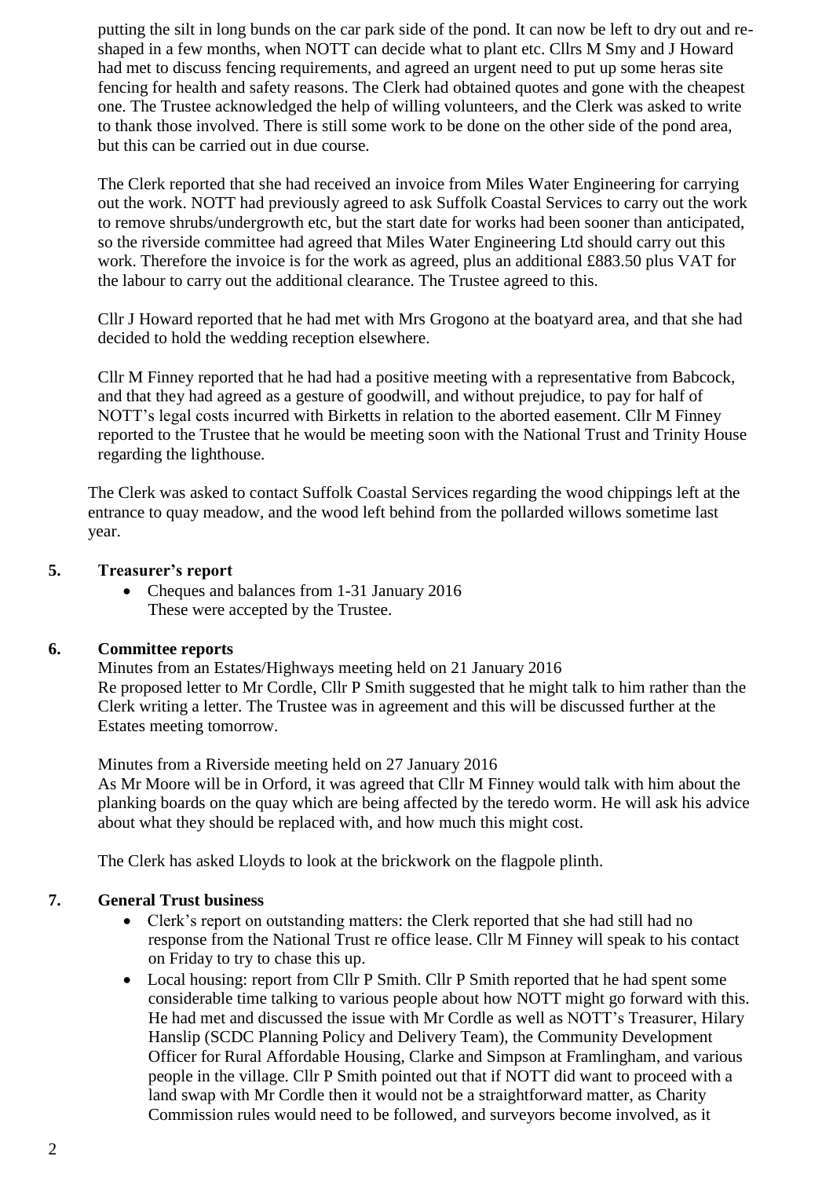putting the silt in long bunds on the car park side of the pond. It can now be left to dry out and re-shaped in a few months, when NOTT can decide what to plant etc. Cllrs M Smy and J Howard had met to discuss fencing requirements, and agreed an urgent need to put up some heras site fencing for health and safety reasons. The Clerk had obtained quotes and gone with the cheapest one. The Trustee acknowledged the help of willing volunteers, and the Clerk was asked to write to thank those involved. There is still some work to be done on the other side of the pond area, but this can be carried out in due course.

The Clerk reported that she had received an invoice from Miles Water Engineering for carrying out the work. NOTT had previously agreed to ask Suffolk Coastal Services to carry out the work to remove shrubs/undergrowth etc, but the start date for works had been sooner than anticipated, so the riverside committee had agreed that Miles Water Engineering Ltd should carry out this work. Therefore the invoice is for the work as agreed, plus an additional £883.50 plus VAT for the labour to carry out the additional clearance. The Trustee agreed to this.

Cllr J Howard reported that he had met with Mrs Grogono at the boatyard area, and that she had decided to hold the wedding reception elsewhere.

Cllr M Finney reported that he had had a positive meeting with a representative from Babcock, and that they had agreed as a gesture of goodwill, and without prejudice, to pay for half of NOTT's legal costs incurred with Birketts in relation to the aborted easement. Cllr M Finney reported to the Trustee that he would be meeting soon with the National Trust and Trinity House regarding the lighthouse.

The Clerk was asked to contact Suffolk Coastal Services regarding the wood chippings left at the entrance to quay meadow, and the wood left behind from the pollarded willows sometime last year.

## 5. Treasurer's report

- Cheques and balances from 1-31 January 2016
  These were accepted by the Trustee.

## 6. Committee reports

Minutes from an Estates/Highways meeting held on 21 January 2016
Re proposed letter to Mr Cordle, Cllr P Smith suggested that he might talk to him rather than the Clerk writing a letter. The Trustee was in agreement and this will be discussed further at the Estates meeting tomorrow.

Minutes from a Riverside meeting held on 27 January 2016
As Mr Moore will be in Orford, it was agreed that Cllr M Finney would talk with him about the planking boards on the quay which are being affected by the teredo worm. He will ask his advice about what they should be replaced with, and how much this might cost.

The Clerk has asked Lloyds to look at the brickwork on the flagpole plinth.

## 7. General Trust business

- Clerk's report on outstanding matters: the Clerk reported that she had still had no response from the National Trust re office lease. Cllr M Finney will speak to his contact on Friday to try to chase this up.
- Local housing: report from Cllr P Smith. Cllr P Smith reported that he had spent some considerable time talking to various people about how NOTT might go forward with this. He had met and discussed the issue with Mr Cordle as well as NOTT's Treasurer, Hilary Hanslip (SCDC Planning Policy and Delivery Team), the Community Development Officer for Rural Affordable Housing, Clarke and Simpson at Framlingham, and various people in the village. Cllr P Smith pointed out that if NOTT did want to proceed with a land swap with Mr Cordle then it would not be a straightforward matter, as Charity Commission rules would need to be followed, and surveyors become involved, as it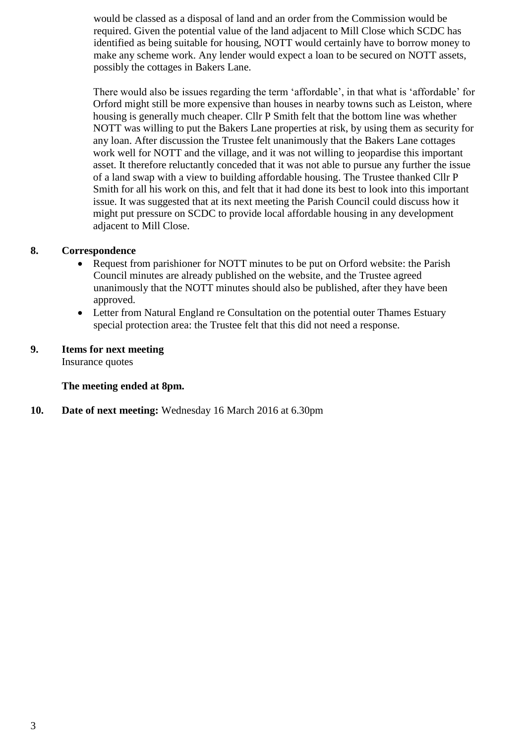would be classed as a disposal of land and an order from the Commission would be required. Given the potential value of the land adjacent to Mill Close which SCDC has identified as being suitable for housing, NOTT would certainly have to borrow money to make any scheme work. Any lender would expect a loan to be secured on NOTT assets, possibly the cottages in Bakers Lane.

There would also be issues regarding the term 'affordable', in that what is 'affordable' for Orford might still be more expensive than houses in nearby towns such as Leiston, where housing is generally much cheaper. Cllr P Smith felt that the bottom line was whether NOTT was willing to put the Bakers Lane properties at risk, by using them as security for any loan. After discussion the Trustee felt unanimously that the Bakers Lane cottages work well for NOTT and the village, and it was not willing to jeopardise this important asset. It therefore reluctantly conceded that it was not able to pursue any further the issue of a land swap with a view to building affordable housing. The Trustee thanked Cllr P Smith for all his work on this, and felt that it had done its best to look into this important issue. It was suggested that at its next meeting the Parish Council could discuss how it might put pressure on SCDC to provide local affordable housing in any development adjacent to Mill Close.

**8. Correspondence**

- Request from parishioner for NOTT minutes to be put on Orford website: the Parish Council minutes are already published on the website, and the Trustee agreed unanimously that the NOTT minutes should also be published, after they have been approved.
- Letter from Natural England re Consultation on the potential outer Thames Estuary special protection area: the Trustee felt that this did not need a response.

**9. Items for next meeting**

Insurance quotes

**The meeting ended at 8pm.**

**10. Date of next meeting:** Wednesday 16 March 2016 at 6.30pm